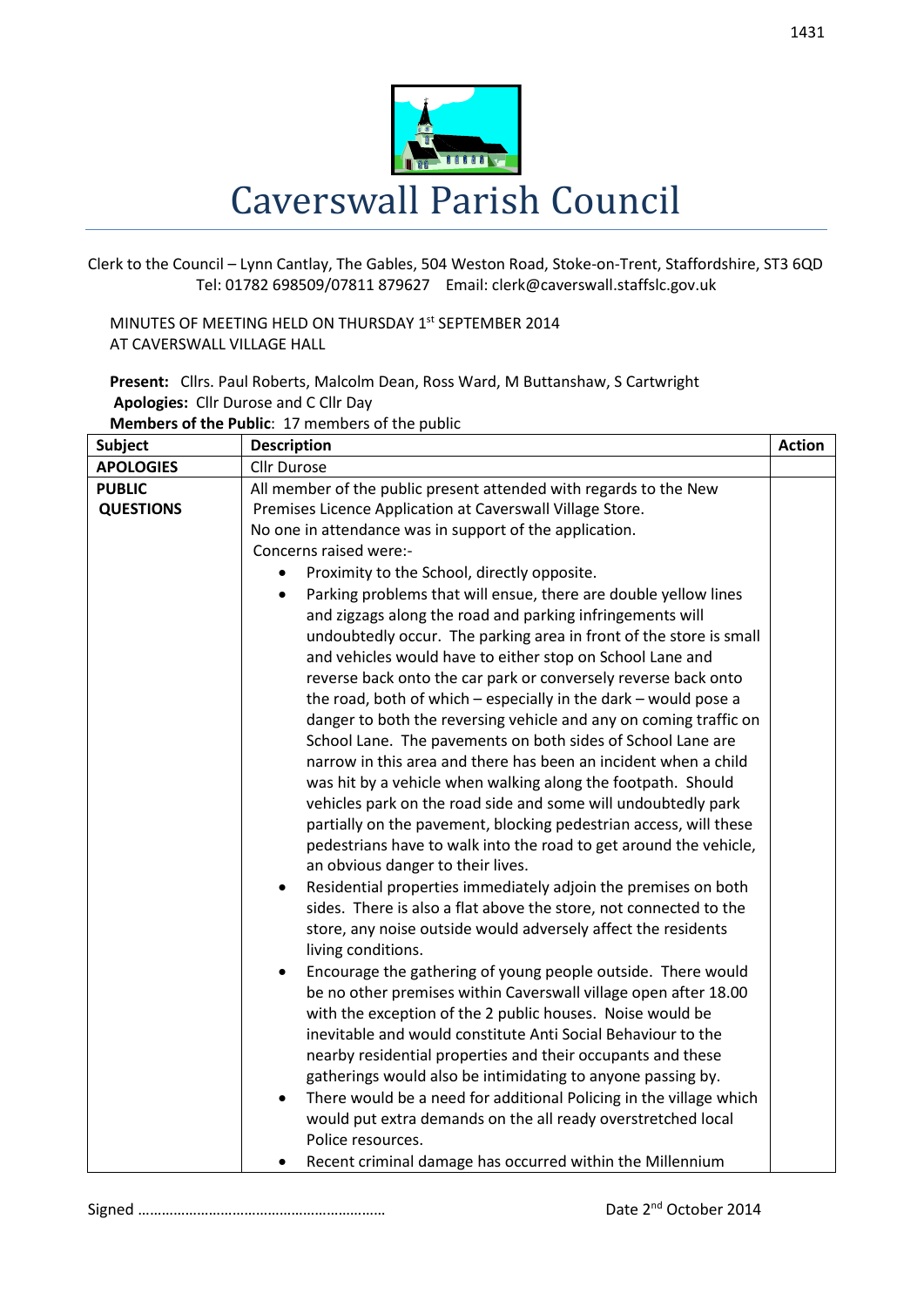# Caverswall Parish Council

Clerk to the Council – Lynn Cantlay, The Gables, 504 Weston Road, Stoke-on-Trent, Staffordshire, ST3 6QD
Tel: 01782 698509/07811 879627 Email: clerk@caverswall.staffslc.gov.uk

MINUTES OF MEETING HELD ON THURSDAY 1st SEPTEMBER 2014
AT CAVERSWALL VILLAGE HALL

**Present:** Cllrs. Paul Roberts, Malcolm Dean, Ross Ward, M Buttanshaw, S Cartwright
**Apologies:** Cllr Durose and C Cllr Day
**Members of the Public**: 17 members of the public

| Subject | Description | Action |
|---|---|---|
| **APOLOGIES** | Cllr Durose | |
| **PUBLIC QUESTIONS** | All member of the public present attended with regards to the New Premises Licence Application at Caverswall Village Store.<br>No one in attendance was in support of the application.<br>Concerns raised were:-<br>• Proximity to the School, directly opposite.<br>• Parking problems that will ensue, there are double yellow lines and zigzags along the road and parking infringements will undoubtedly occur. The parking area in front of the store is small and vehicles would have to either stop on School Lane and reverse back onto the car park or conversely reverse back onto the road, both of which – especially in the dark – would pose a danger to both the reversing vehicle and any on coming traffic on School Lane. The pavements on both sides of School Lane are narrow in this area and there has been an incident when a child was hit by a vehicle when walking along the footpath. Should vehicles park on the road side and some will undoubtedly park partially on the pavement, blocking pedestrian access, will these pedestrians have to walk into the road to get around the vehicle, an obvious danger to their lives.<br>• Residential properties immediately adjoin the premises on both sides. There is also a flat above the store, not connected to the store, any noise outside would adversely affect the residents living conditions.<br>• Encourage the gathering of young people outside. There would be no other premises within Caverswall village open after 18.00 with the exception of the 2 public houses. Noise would be inevitable and would constitute Anti Social Behaviour to the nearby residential properties and their occupants and these gatherings would also be intimidating to anyone passing by.<br>• There would be a need for additional Policing in the village which would put extra demands on the all ready overstretched local Police resources.<br>• Recent criminal damage has occurred within the Millennium | |

Signed …………………………………………………… Date 2nd October 2014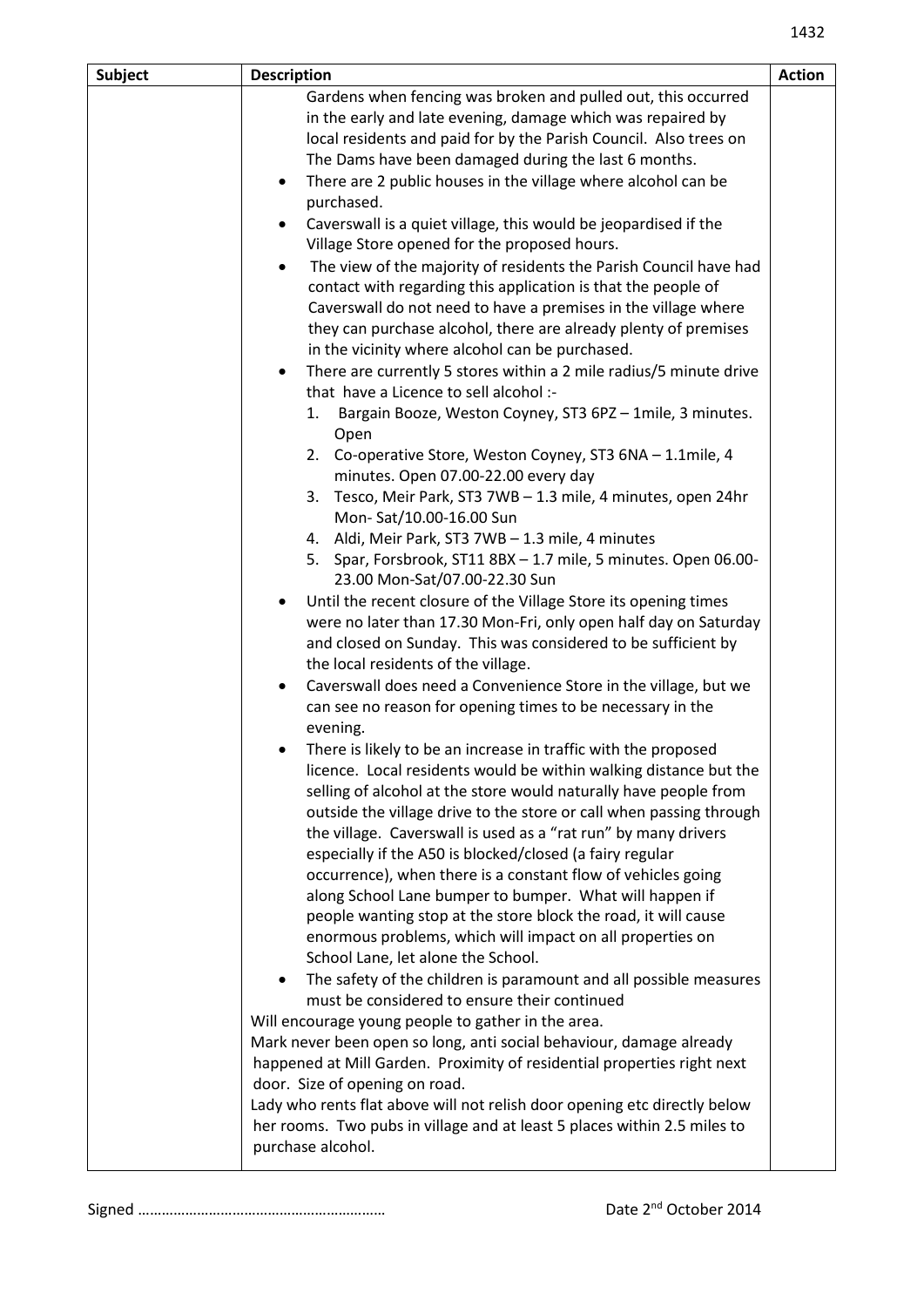| Subject | Description | Action |
|---|---|---|
| | Gardens when fencing was broken and pulled out, this occurred in the early and late evening, damage which was repaired by local residents and paid for by the Parish Council. Also trees on The Dams have been damaged during the last 6 months.<br>• There are 2 public houses in the village where alcohol can be purchased.<br>• Caverswall is a quiet village, this would be jeopardised if the Village Store opened for the proposed hours.<br>• The view of the majority of residents the Parish Council have had contact with regarding this application is that the people of Caverswall do not need to have a premises in the village where they can purchase alcohol, there are already plenty of premises in the vicinity where alcohol can be purchased.<br>• There are currently 5 stores within a 2 mile radius/5 minute drive that have a Licence to sell alcohol :-<br>1. Bargain Booze, Weston Coyney, ST3 6PZ – 1mile, 3 minutes. Open<br>2. Co-operative Store, Weston Coyney, ST3 6NA – 1.1mile, 4 minutes. Open 07.00-22.00 every day<br>3. Tesco, Meir Park, ST3 7WB – 1.3 mile, 4 minutes, open 24hr Mon- Sat/10.00-16.00 Sun<br>4. Aldi, Meir Park, ST3 7WB – 1.3 mile, 4 minutes<br>5. Spar, Forsbrook, ST11 8BX – 1.7 mile, 5 minutes. Open 06.00-23.00 Mon-Sat/07.00-22.30 Sun<br>• Until the recent closure of the Village Store its opening times were no later than 17.30 Mon-Fri, only open half day on Saturday and closed on Sunday. This was considered to be sufficient by the local residents of the village.<br>• Caverswall does need a Convenience Store in the village, but we can see no reason for opening times to be necessary in the evening.<br>• There is likely to be an increase in traffic with the proposed licence. Local residents would be within walking distance but the selling of alcohol at the store would naturally have people from outside the village drive to the store or call when passing through the village. Caverswall is used as a "rat run" by many drivers especially if the A50 is blocked/closed (a fairy regular occurrence), when there is a constant flow of vehicles going along School Lane bumper to bumper. What will happen if people wanting stop at the store block the road, it will cause enormous problems, which will impact on all properties on School Lane, let alone the School.<br>• The safety of the children is paramount and all possible measures must be considered to ensure their continued<br>Will encourage young people to gather in the area.<br>Mark never been open so long, anti social behaviour, damage already happened at Mill Garden. Proximity of residential properties right next door. Size of opening on road.<br>Lady who rents flat above will not relish door opening etc directly below her rooms. Two pubs in village and at least 5 places within 2.5 miles to purchase alcohol. | |

Signed ……………………………………………………… Date 2nd October 2014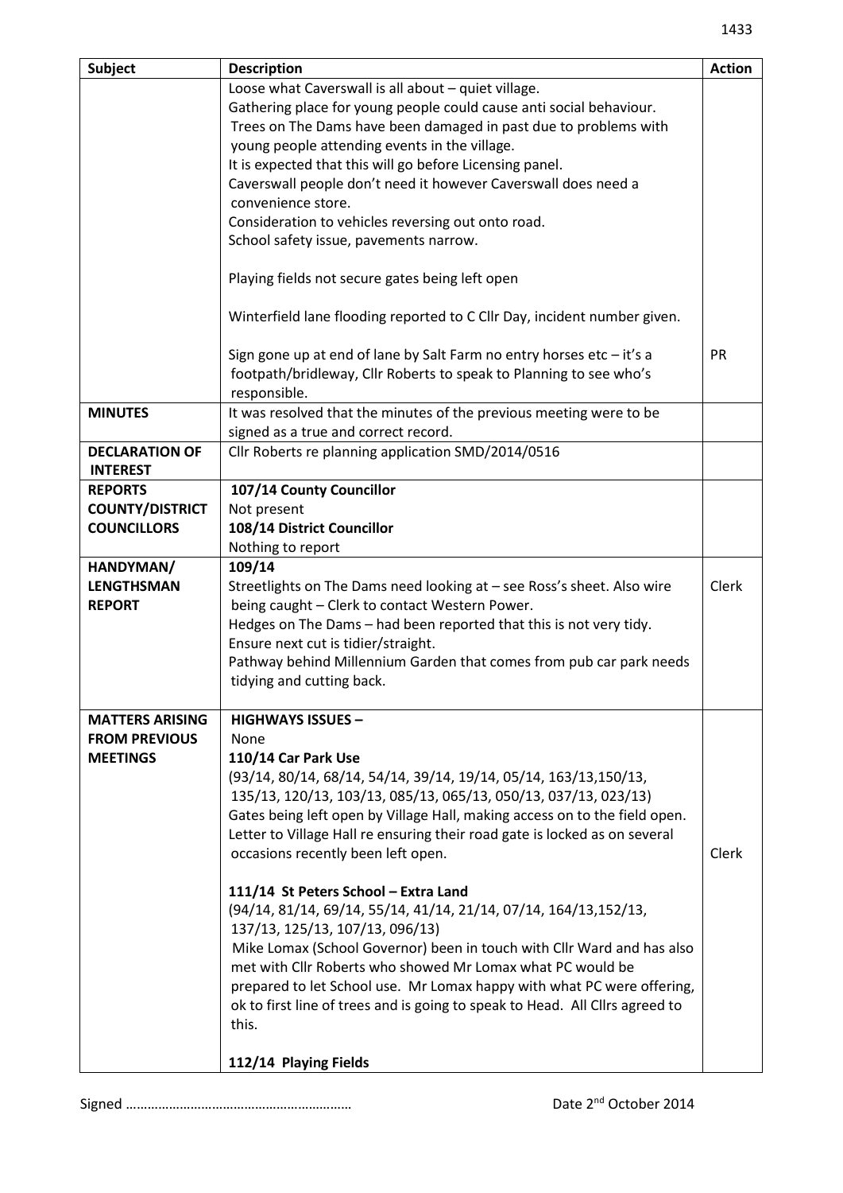| Subject | Description | Action |
|---|---|---|
| | Loose what Caverswall is all about – quiet village.<br>Gathering place for young people could cause anti social behaviour.<br>Trees on The Dams have been damaged in past due to problems with young people attending events in the village.<br>It is expected that this will go before Licensing panel.<br>Caverswall people don't need it however Caverswall does need a convenience store.<br>Consideration to vehicles reversing out onto road.<br>School safety issue, pavements narrow.<br><br>Playing fields not secure gates being left open<br><br>Winterfield lane flooding reported to C Cllr Day, incident number given.<br><br>Sign gone up at end of lane by Salt Farm no entry horses etc – it's a footpath/bridleway, Cllr Roberts to speak to Planning to see who's responsible. | PR |
| **MINUTES** | It was resolved that the minutes of the previous meeting were to be signed as a true and correct record. | |
| **DECLARATION OF INTEREST** | Cllr Roberts re planning application SMD/2014/0516 | |
| **REPORTS COUNTY/DISTRICT COUNCILLORS** | **107/14 County Councillor**<br>Not present<br>**108/14 District Councillor**<br>Nothing to report | |
| **HANDYMAN/ LENGTHSMAN REPORT** | **109/14**<br>Streetlights on The Dams need looking at – see Ross's sheet. Also wire being caught – Clerk to contact Western Power.<br>Hedges on The Dams – had been reported that this is not very tidy. Ensure next cut is tidier/straight.<br>Pathway behind Millennium Garden that comes from pub car park needs tidying and cutting back. | Clerk |
| **MATTERS ARISING FROM PREVIOUS MEETINGS** | **HIGHWAYS ISSUES –**<br>None<br>**110/14 Car Park Use**<br>(93/14, 80/14, 68/14, 54/14, 39/14, 19/14, 05/14, 163/13,150/13, 135/13, 120/13, 103/13, 085/13, 065/13, 050/13, 037/13, 023/13)<br>Gates being left open by Village Hall, making access on to the field open. Letter to Village Hall re ensuring their road gate is locked as on several occasions recently been left open.<br><br>**111/14 St Peters School – Extra Land**<br>(94/14, 81/14, 69/14, 55/14, 41/14, 21/14, 07/14, 164/13,152/13, 137/13, 125/13, 107/13, 096/13)<br>Mike Lomax (School Governor) been in touch with Cllr Ward and has also met with Cllr Roberts who showed Mr Lomax what PC would be prepared to let School use. Mr Lomax happy with what PC were offering, ok to first line of trees and is going to speak to Head. All Cllrs agreed to this.<br><br>**112/14 Playing Fields** | Clerk |

Signed ……………………………………………………  Date 2nd October 2014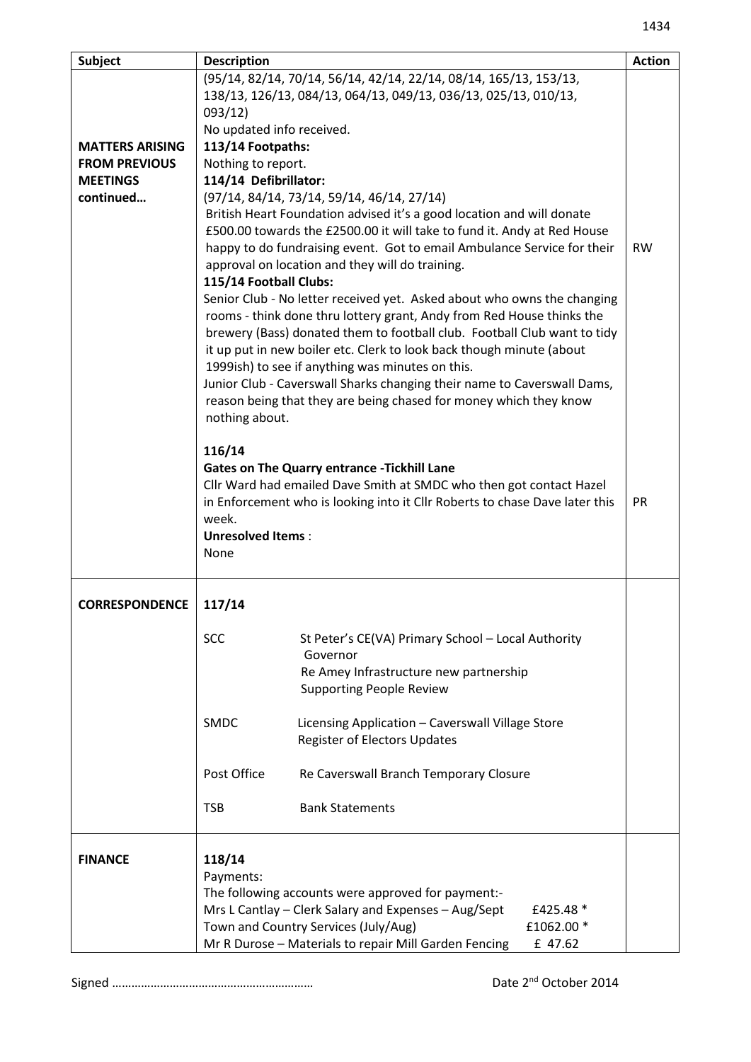| Subject | Description | Action |
|---|---|---|
| **MATTERS ARISING FROM PREVIOUS MEETINGS continued…** | (95/14, 82/14, 70/14, 56/14, 42/14, 22/14, 08/14, 165/13, 153/13, 138/13, 126/13, 084/13, 064/13, 049/13, 036/13, 025/13, 010/13, 093/12)<br>No updated info received.<br>**113/14 Footpaths:**<br>Nothing to report.<br>**114/14 Defibrillator:**<br>(97/14, 84/14, 73/14, 59/14, 46/14, 27/14)<br>British Heart Foundation advised it's a good location and will donate £500.00 towards the £2500.00 it will take to fund it. Andy at Red House happy to do fundraising event. Got to email Ambulance Service for their approval on location and they will do training.<br>**115/14 Football Clubs:**<br>Senior Club - No letter received yet. Asked about who owns the changing rooms - think done thru lottery grant, Andy from Red House thinks the brewery (Bass) donated them to football club. Football Club want to tidy it up put in new boiler etc. Clerk to look back though minute (about 1999ish) to see if anything was minutes on this.<br>Junior Club - Caverswall Sharks changing their name to Caverswall Dams, reason being that they are being chased for money which they know nothing about.<br><br>**116/14**<br>**Gates on The Quarry entrance -Tickhill Lane**<br>Cllr Ward had emailed Dave Smith at SMDC who then got contact Hazel in Enforcement who is looking into it Cllr Roberts to chase Dave later this week.<br>**Unresolved Items** :<br>None | RW<br><br><br><br><br><br>PR |
| **CORRESPONDENCE** | **117/14**<br><br>SCC — St Peter's CE(VA) Primary School – Local Authority Governor<br>Re Amey Infrastructure new partnership<br>Supporting People Review<br><br>SMDC — Licensing Application – Caverswall Village Store<br>Register of Electors Updates<br><br>Post Office — Re Caverswall Branch Temporary Closure<br><br>TSB — Bank Statements | |
| **FINANCE** | **118/14**<br>Payments:<br>The following accounts were approved for payment:-<br>Mrs L Cantlay – Clerk Salary and Expenses – Aug/Sept £425.48 *<br>Town and Country Services (July/Aug) £1062.00 *<br>Mr R Durose – Materials to repair Mill Garden Fencing £ 47.62 | |

Signed …………………………………………………… Date 2nd October 2014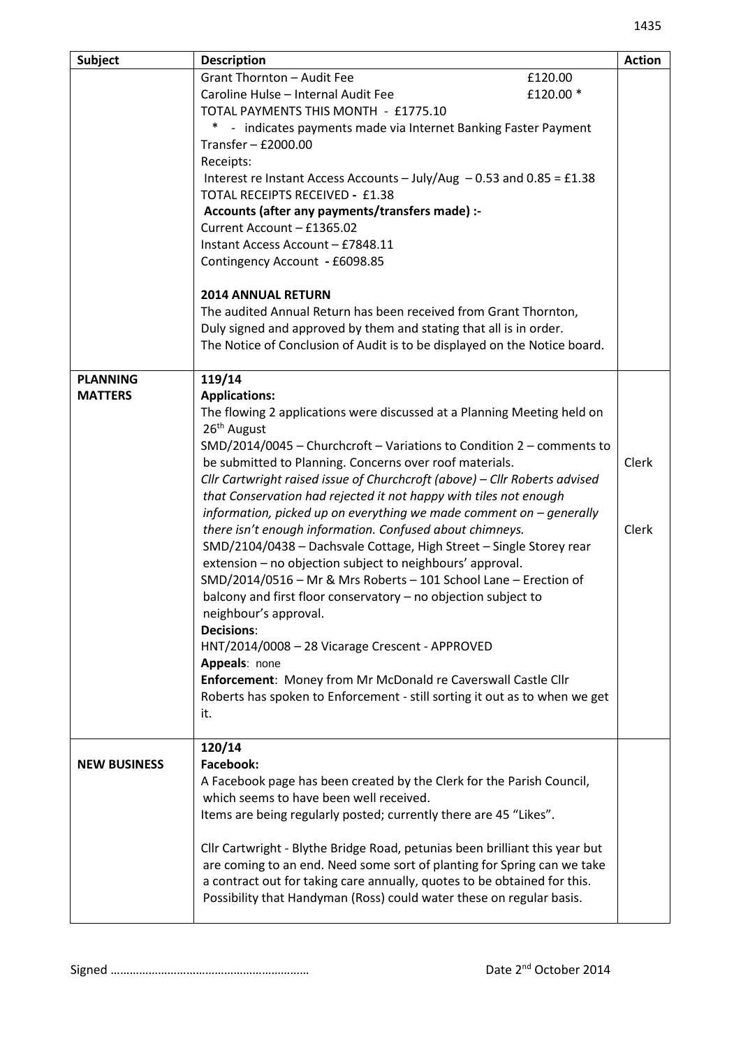| Subject | Description | Action |
|---|---|---|
| | Grant Thornton – Audit Fee £120.00<br>Caroline Hulse – Internal Audit Fee £120.00 *<br>TOTAL PAYMENTS THIS MONTH - £1775.10<br>* - indicates payments made via Internet Banking Faster Payment<br>Transfer – £2000.00<br>Receipts:<br>Interest re Instant Access Accounts – July/Aug – 0.53 and 0.85 = £1.38<br>TOTAL RECEIPTS RECEIVED - £1.38<br>**Accounts (after any payments/transfers made) :-**<br>Current Account – £1365.02<br>Instant Access Account – £7848.11<br>Contingency Account - £6098.85<br><br>**2014 ANNUAL RETURN**<br>The audited Annual Return has been received from Grant Thornton, Duly signed and approved by them and stating that all is in order.<br>The Notice of Conclusion of Audit is to be displayed on the Notice board. | |
| **PLANNING MATTERS** | **119/14**<br>**Applications:**<br>The flowing 2 applications were discussed at a Planning Meeting held on 26th August<br>SMD/2014/0045 – Churchcroft – Variations to Condition 2 – comments to be submitted to Planning. Concerns over roof materials.<br>*Cllr Cartwright raised issue of Churchcroft (above) – Cllr Roberts advised that Conservation had rejected it not happy with tiles not enough information, picked up on everything we made comment on – generally there isn't enough information. Confused about chimneys.*<br>SMD/2104/0438 – Dachsvale Cottage, High Street – Single Storey rear extension – no objection subject to neighbours' approval.<br>SMD/2014/0516 – Mr & Mrs Roberts – 101 School Lane – Erection of balcony and first floor conservatory – no objection subject to neighbour's approval.<br>**Decisions**:<br>HNT/2014/0008 – 28 Vicarage Crescent - APPROVED<br>**Appeals**: none<br>**Enforcement**: Money from Mr McDonald re Caverswall Castle Cllr Roberts has spoken to Enforcement - still sorting it out as to when we get it. | Clerk<br><br>Clerk |
| **NEW BUSINESS** | **120/14**<br>**Facebook:**<br>A Facebook page has been created by the Clerk for the Parish Council, which seems to have been well received.<br>Items are being regularly posted; currently there are 45 "Likes".<br><br>Cllr Cartwright - Blythe Bridge Road, petunias been brilliant this year but are coming to an end. Need some sort of planting for Spring can we take a contract out for taking care annually, quotes to be obtained for this. Possibility that Handyman (Ross) could water these on regular basis. | |

Signed …………………………………………………… Date 2nd October 2014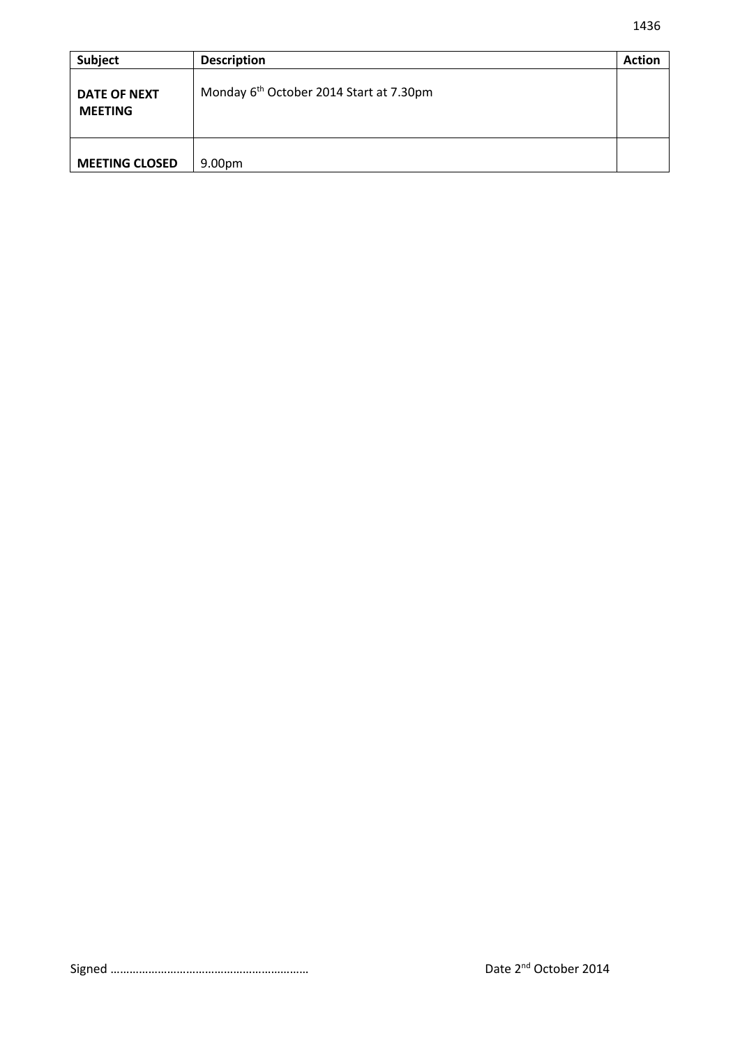| Subject | Description | Action |
|---|---|---|
| **DATE OF NEXT MEETING** | Monday 6th October 2014 Start at 7.30pm | |
| **MEETING CLOSED** | 9.00pm | |

Signed …………………………………………………… Date 2nd October 2014